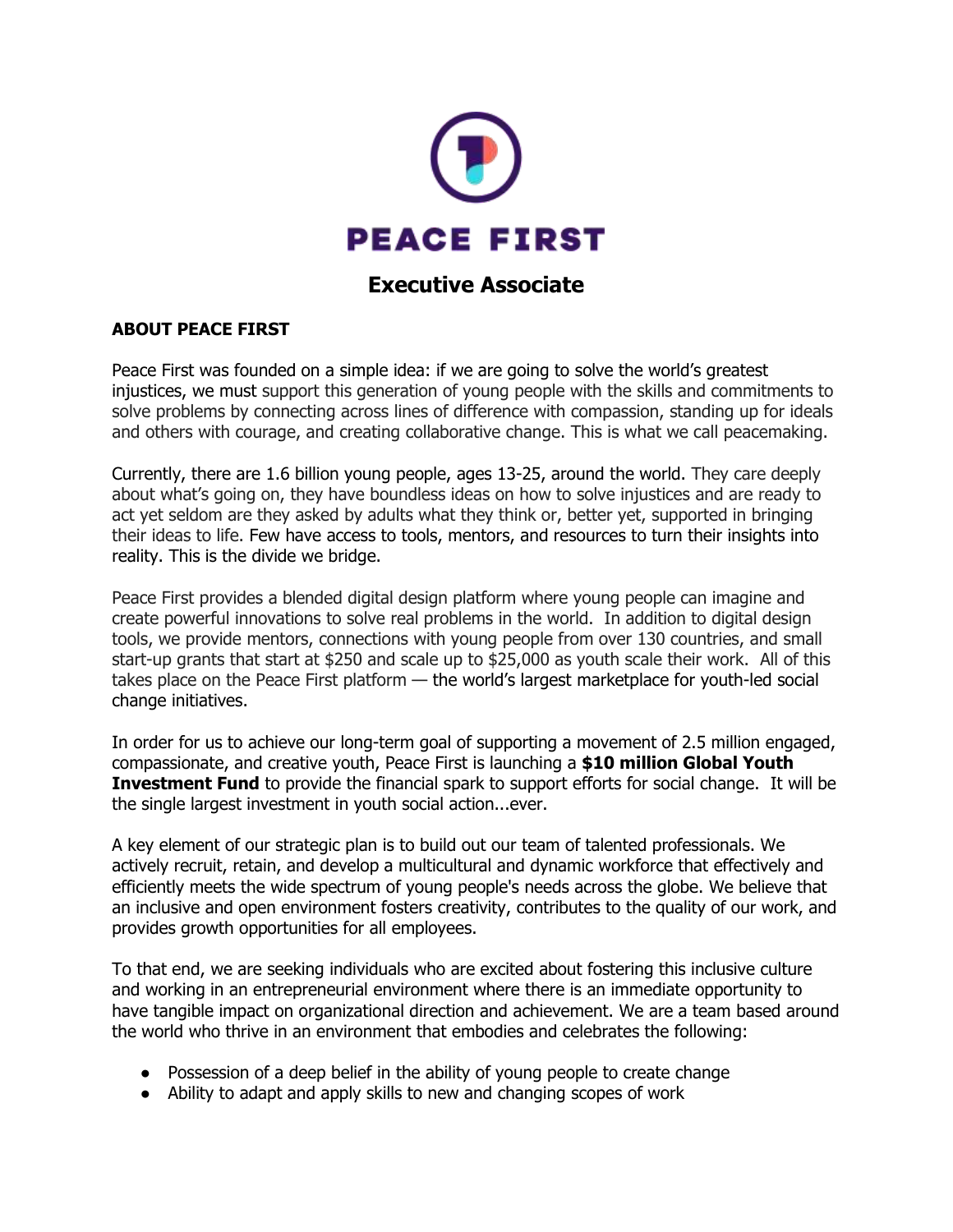# PEACE FIRST

## Executive Associate

### ABOUT PEACE FIRST

Peace First was founded on a simple idea: if we are going to solve the world's greatest injustices, we must support this generation of young people with the skills and commitments to solve problems by connecting across lines of difference with compassion, standing up for ideals and others with courage, and creating collaborative change. This is what we call peacemaking.

Currently, there are 1.6 billion young people, ages 13-25, around the world. They care deeply about what's going on, they have boundless ideas on how to solve injustices and are ready to act yet seldom are they asked by adults what they think or, better yet, supported in bringing their ideas to life. Few have access to tools, mentors, and resources to turn their insights into reality. This is the divide we bridge.

Peace First provides a blended digital design platform where young people can imagine and create powerful innovations to solve real problems in the world. In addition to digital design tools, we provide mentors, connections with young people from over 130 countries, and small start-up grants that start at $250 and scale up to $25,000 as youth scale their work. All of this takes place on the Peace First platform — the world's largest marketplace for youth-led social change initiatives.

In order for us to achieve our long-term goal of supporting a movement of 2.5 million engaged, compassionate, and creative youth, Peace First is launching a **$10 million Global Youth Investment Fund** to provide the financial spark to support efforts for social change. It will be the single largest investment in youth social action...ever.

A key element of our strategic plan is to build out our team of talented professionals. We actively recruit, retain, and develop a multicultural and dynamic workforce that effectively and efficiently meets the wide spectrum of young people's needs across the globe. We believe that an inclusive and open environment fosters creativity, contributes to the quality of our work, and provides growth opportunities for all employees.

To that end, we are seeking individuals who are excited about fostering this inclusive culture and working in an entrepreneurial environment where there is an immediate opportunity to have tangible impact on organizational direction and achievement. We are a team based around the world who thrive in an environment that embodies and celebrates the following:

- Possession of a deep belief in the ability of young people to create change
- Ability to adapt and apply skills to new and changing scopes of work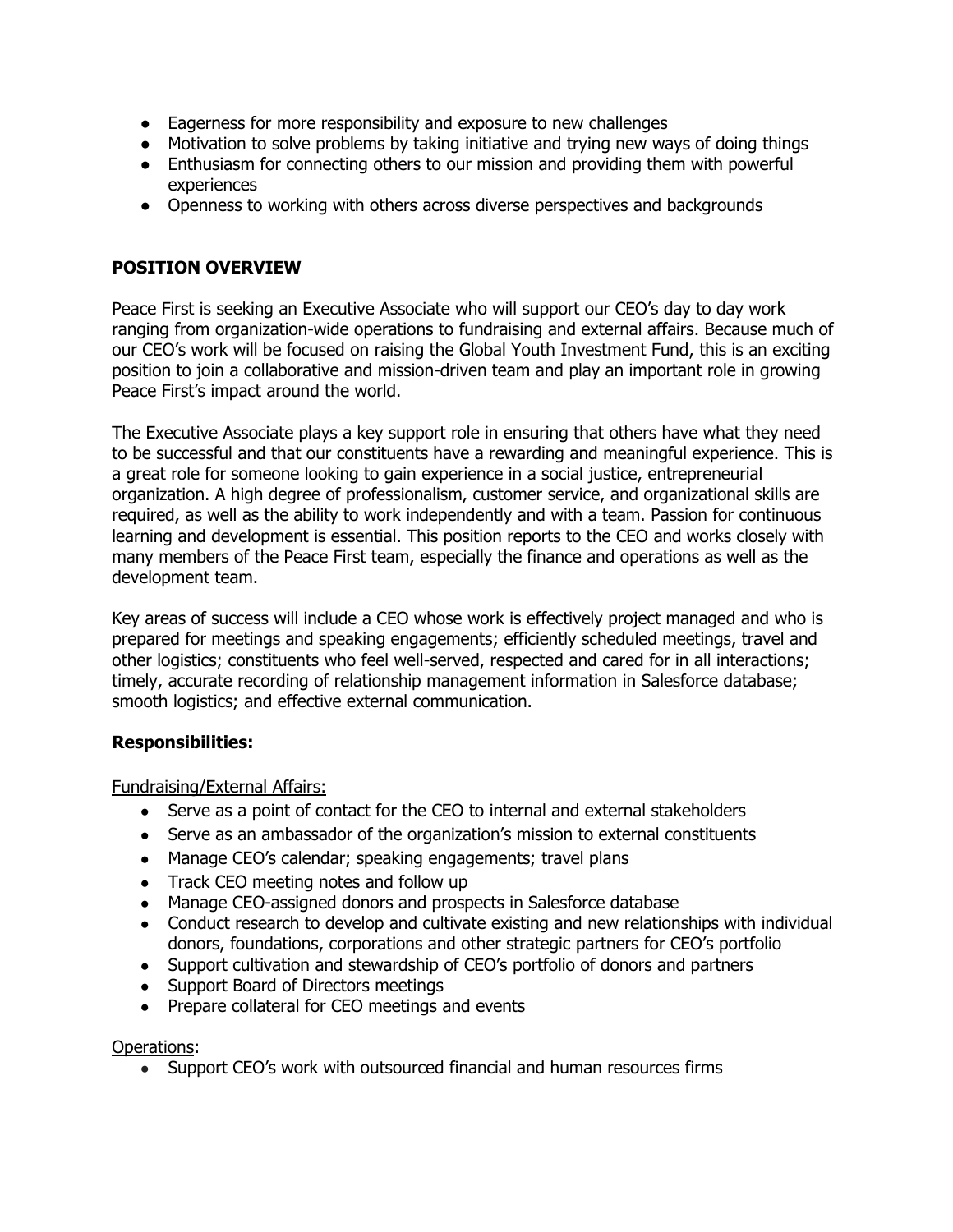- Eagerness for more responsibility and exposure to new challenges
- Motivation to solve problems by taking initiative and trying new ways of doing things
- Enthusiasm for connecting others to our mission and providing them with powerful experiences
- Openness to working with others across diverse perspectives and backgrounds

## POSITION OVERVIEW

Peace First is seeking an Executive Associate who will support our CEO's day to day work ranging from organization-wide operations to fundraising and external affairs. Because much of our CEO's work will be focused on raising the Global Youth Investment Fund, this is an exciting position to join a collaborative and mission-driven team and play an important role in growing Peace First's impact around the world.

The Executive Associate plays a key support role in ensuring that others have what they need to be successful and that our constituents have a rewarding and meaningful experience. This is a great role for someone looking to gain experience in a social justice, entrepreneurial organization. A high degree of professionalism, customer service, and organizational skills are required, as well as the ability to work independently and with a team. Passion for continuous learning and development is essential. This position reports to the CEO and works closely with many members of the Peace First team, especially the finance and operations as well as the development team.

Key areas of success will include a CEO whose work is effectively project managed and who is prepared for meetings and speaking engagements; efficiently scheduled meetings, travel and other logistics; constituents who feel well-served, respected and cared for in all interactions; timely, accurate recording of relationship management information in Salesforce database; smooth logistics; and effective external communication.

### Responsibilities:

Fundraising/External Affairs:

- Serve as a point of contact for the CEO to internal and external stakeholders
- Serve as an ambassador of the organization's mission to external constituents
- Manage CEO's calendar; speaking engagements; travel plans
- Track CEO meeting notes and follow up
- Manage CEO-assigned donors and prospects in Salesforce database
- Conduct research to develop and cultivate existing and new relationships with individual donors, foundations, corporations and other strategic partners for CEO's portfolio
- Support cultivation and stewardship of CEO's portfolio of donors and partners
- Support Board of Directors meetings
- Prepare collateral for CEO meetings and events

Operations:

- Support CEO's work with outsourced financial and human resources firms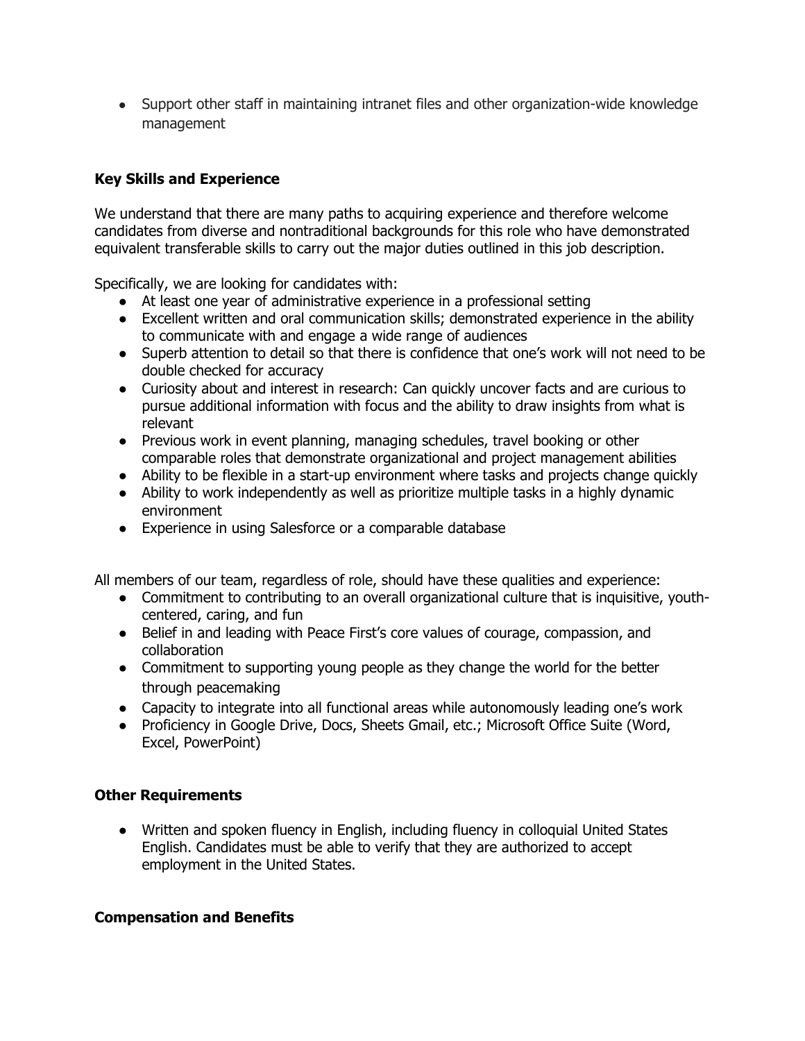- Support other staff in maintaining intranet files and other organization-wide knowledge management

**Key Skills and Experience**

We understand that there are many paths to acquiring experience and therefore welcome candidates from diverse and nontraditional backgrounds for this role who have demonstrated equivalent transferable skills to carry out the major duties outlined in this job description.

Specifically, we are looking for candidates with:

- At least one year of administrative experience in a professional setting
- Excellent written and oral communication skills; demonstrated experience in the ability to communicate with and engage a wide range of audiences
- Superb attention to detail so that there is confidence that one's work will not need to be double checked for accuracy
- Curiosity about and interest in research: Can quickly uncover facts and are curious to pursue additional information with focus and the ability to draw insights from what is relevant
- Previous work in event planning, managing schedules, travel booking or other comparable roles that demonstrate organizational and project management abilities
- Ability to be flexible in a start-up environment where tasks and projects change quickly
- Ability to work independently as well as prioritize multiple tasks in a highly dynamic environment
- Experience in using Salesforce or a comparable database

All members of our team, regardless of role, should have these qualities and experience:

- Commitment to contributing to an overall organizational culture that is inquisitive, youth-centered, caring, and fun
- Belief in and leading with Peace First's core values of courage, compassion, and collaboration
- Commitment to supporting young people as they change the world for the better through peacemaking
- Capacity to integrate into all functional areas while autonomously leading one's work
- Proficiency in Google Drive, Docs, Sheets Gmail, etc.; Microsoft Office Suite (Word, Excel, PowerPoint)

**Other Requirements**

- Written and spoken fluency in English, including fluency in colloquial United States English. Candidates must be able to verify that they are authorized to accept employment in the United States.

**Compensation and Benefits**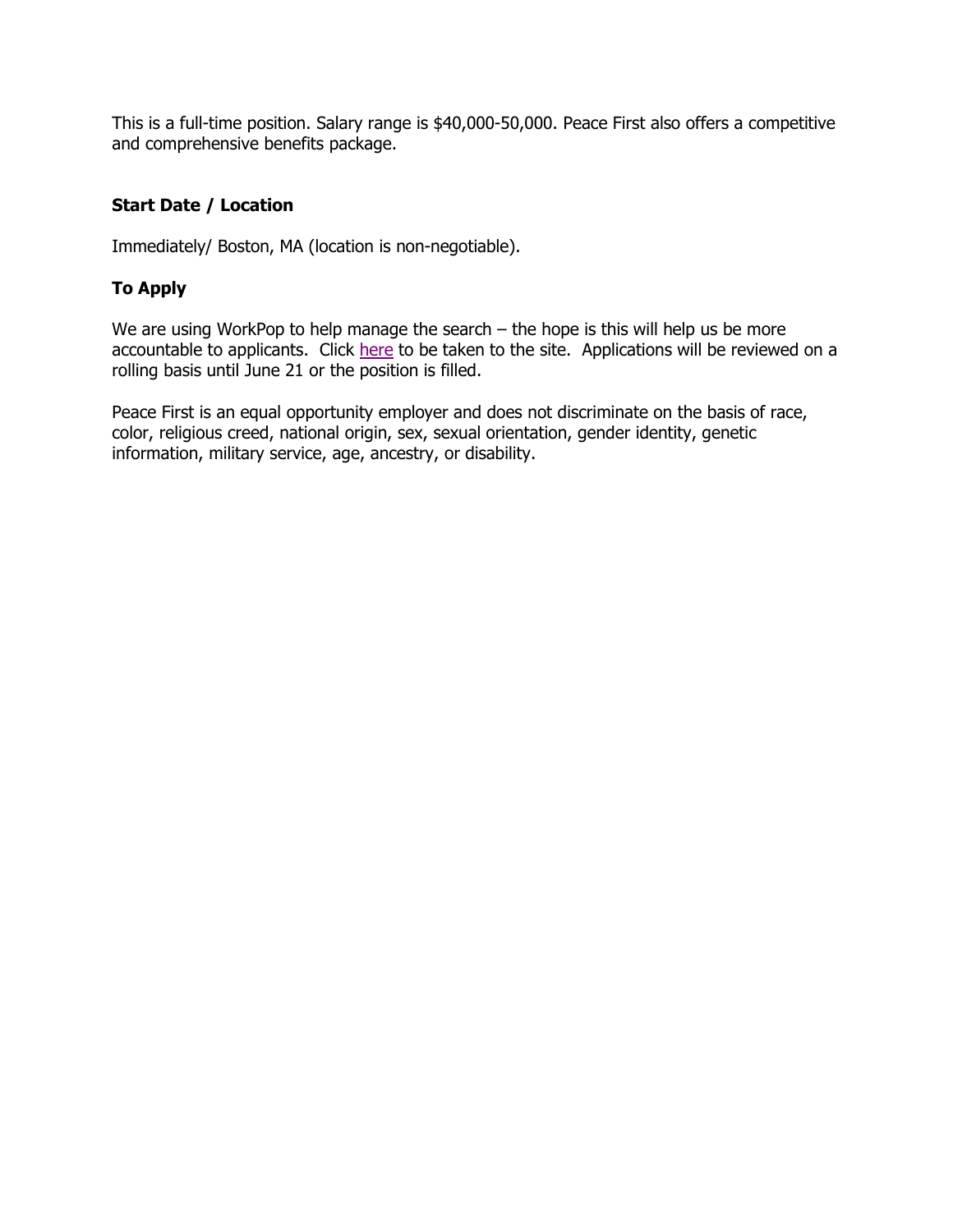This is a full-time position. Salary range is $40,000-50,000. Peace First also offers a competitive and comprehensive benefits package.

**Start Date / Location**

Immediately/ Boston, MA (location is non-negotiable).

**To Apply**

We are using WorkPop to help manage the search – the hope is this will help us be more accountable to applicants. Click here to be taken to the site. Applications will be reviewed on a rolling basis until June 21 or the position is filled.

Peace First is an equal opportunity employer and does not discriminate on the basis of race, color, religious creed, national origin, sex, sexual orientation, gender identity, genetic information, military service, age, ancestry, or disability.